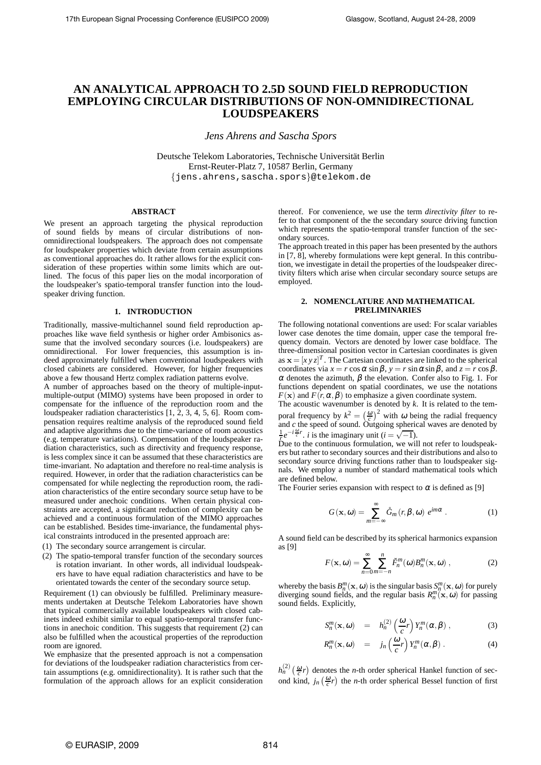# AN ANALYTICAL APPROACH TO 2.5D SOUND FIELD REPRODUCTION EMPLOYING CIRCULAR DISTRIBUTIONS OF NON-OMNIDIRECTIONAL LOUDSPEAKERS

*Jens Ahrens and Sascha Spors*

Deutsche Telekom Laboratories, Technische Universität Berlin
Ernst-Reuter-Platz 7, 10587 Berlin, Germany
{jens.ahrens,sascha.spors}@telekom.de

## ABSTRACT

We present an approach targeting the physical reproduction of sound fields by means of circular distributions of non-omnidirectional loudspeakers. The approach does not compensate for loudspeaker properties which deviate from certain assumptions as conventional approaches do. It rather allows for the explicit consideration of these properties within some limits which are outlined. The focus of this paper lies on the modal incorporation of the loudspeaker's spatio-temporal transfer function into the loudspeaker driving function.

## 1. INTRODUCTION

Traditionally, massive-multichannel sound field reproduction approaches like wave field synthesis or higher order Ambisonics assume that the involved secondary sources (i.e. loudspeakers) are omnidirectional. For lower frequencies, this assumption is indeed approximately fulfilled when conventional loudspeakers with closed cabinets are considered. However, for higher frequencies above a few thousand Hertz complex radiation patterns evolve.

A number of approaches based on the theory of multiple-input-multiple-output (MIMO) systems have been proposed in order to compensate for the influence of the reproduction room and the loudspeaker radiation characteristics [1, 2, 3, 4, 5, 6]. Room compensation requires realtime analysis of the reproduced sound field and adaptive algorithms due to the time-variance of room acoustics (e.g. temperature variations). Compensation of the loudspeaker radiation characteristics, such as directivity and frequency response, is less complex since it can be assumed that these characteristics are time-invariant. No adaptation and therefore no real-time analysis is required. However, in order that the radiation characteristics can be compensated for while neglecting the reproduction room, the radiation characteristics of the entire secondary source setup have to be measured under anechoic conditions. When certain physical constraints are accepted, a significant reduction of complexity can be achieved and a continuous formulation of the MIMO approaches can be established. Besides time-invariance, the fundamental physical constraints introduced in the presented approach are:

(1) The secondary source arrangement is circular.
(2) The spatio-temporal transfer function of the secondary sources is rotation invariant. In other words, all individual loudspeakers have to have equal radiation characteristics and have to be orientated towards the center of the secondary source setup.

Requirement (1) can obviously be fulfilled. Preliminary measurements undertaken at Deutsche Telekom Laboratories have shown that typical commercially available loudspeakers with closed cabinets indeed exhibit similar to equal spatio-temporal transfer functions in anechoic condition. This suggests that requirement (2) can also be fulfilled when the acoustical properties of the reproduction room are ignored.

We emphasize that the presented approach is not a compensation for deviations of the loudspeaker radiation characteristics from certain assumptions (e.g. omnidirectionality). It is rather such that the formulation of the approach allows for an explicit consideration thereof. For convenience, we use the term *directivity filter* to refer to that component of the the secondary source driving function which represents the spatio-temporal transfer function of the secondary sources.

The approach treated in this paper has been presented by the authors in [7, 8], whereby formulations were kept general. In this contribution, we investigate in detail the properties of the loudspeaker directivity filters which arise when circular secondary source setups are employed.

## 2. NOMENCLATURE AND MATHEMATICAL PRELIMINARIES

The following notational conventions are used: For scalar variables lower case denotes the time domain, upper case the temporal frequency domain. Vectors are denoted by lower case boldface. The three-dimensional position vector in Cartesian coordinates is given as $\mathbf{x} = [x\, y\, z]^T$. The Cartesian coordinates are linked to the spherical coordinates via $x = r\cos\alpha\sin\beta$, $y = r\sin\alpha\sin\beta$, and $z = r\cos\beta$. $\alpha$ denotes the azimuth, $\beta$ the elevation. Confer also to Fig. 1. For functions dependent on spatial coordinates, we use the notations $F(\mathbf{x})$ and $F(r,\alpha,\beta)$ to emphasize a given coordinate system.

The acoustic wavenumber is denoted by $k$. It is related to the temporal frequency by $k^2 = \left(\frac{\omega}{c}\right)^2$ with $\omega$ being the radial frequency and $c$ the speed of sound. Outgoing spherical waves are denoted by $\frac{1}{r}e^{-i\frac{\omega}{c}r}$. $i$ is the imaginary unit ($i = \sqrt{-1}$).

Due to the continuous formulation, we will not refer to loudspeakers but rather to secondary sources and their distributions and also to secondary source driving functions rather than to loudspeaker signals. We employ a number of standard mathematical tools which are defined below.

The Fourier series expansion with respect to $\alpha$ is defined as [9]

$$G(\mathbf{x},\omega) = \sum_{m=-\infty}^{\infty} \mathring{G}_m(r,\beta,\omega)\, e^{im\alpha} \,. \tag{1}$$

A sound field can be described by its spherical harmonics expansion as [9]

$$F(\mathbf{x},\omega) = \sum_{n=0}^{\infty}\sum_{m=-n}^{n} \breve{F}_n^m(\omega) B_n^m(\mathbf{x},\omega) \,, \tag{2}$$

whereby the basis $B_n^m(\mathbf{x},\omega)$ is the singular basis $S_n^m(\mathbf{x},\omega)$ for purely diverging sound fields, and the regular basis $R_n^m(\mathbf{x},\omega)$ for passing sound fields. Explicitly,

$$S_n^m(\mathbf{x},\omega) = h_n^{(2)}\left(\frac{\omega}{c}r\right) Y_n^m(\alpha,\beta) \,, \tag{3}$$

$$R_n^m(\mathbf{x},\omega) = j_n\left(\frac{\omega}{c}r\right) Y_n^m(\alpha,\beta) \,. \tag{4}$$

$h_n^{(2)}\left(\frac{\omega}{c}r\right)$ denotes the $n$-th order spherical Hankel function of second kind, $j_n\left(\frac{\omega}{c}r\right)$ the $n$-th order spherical Bessel function of first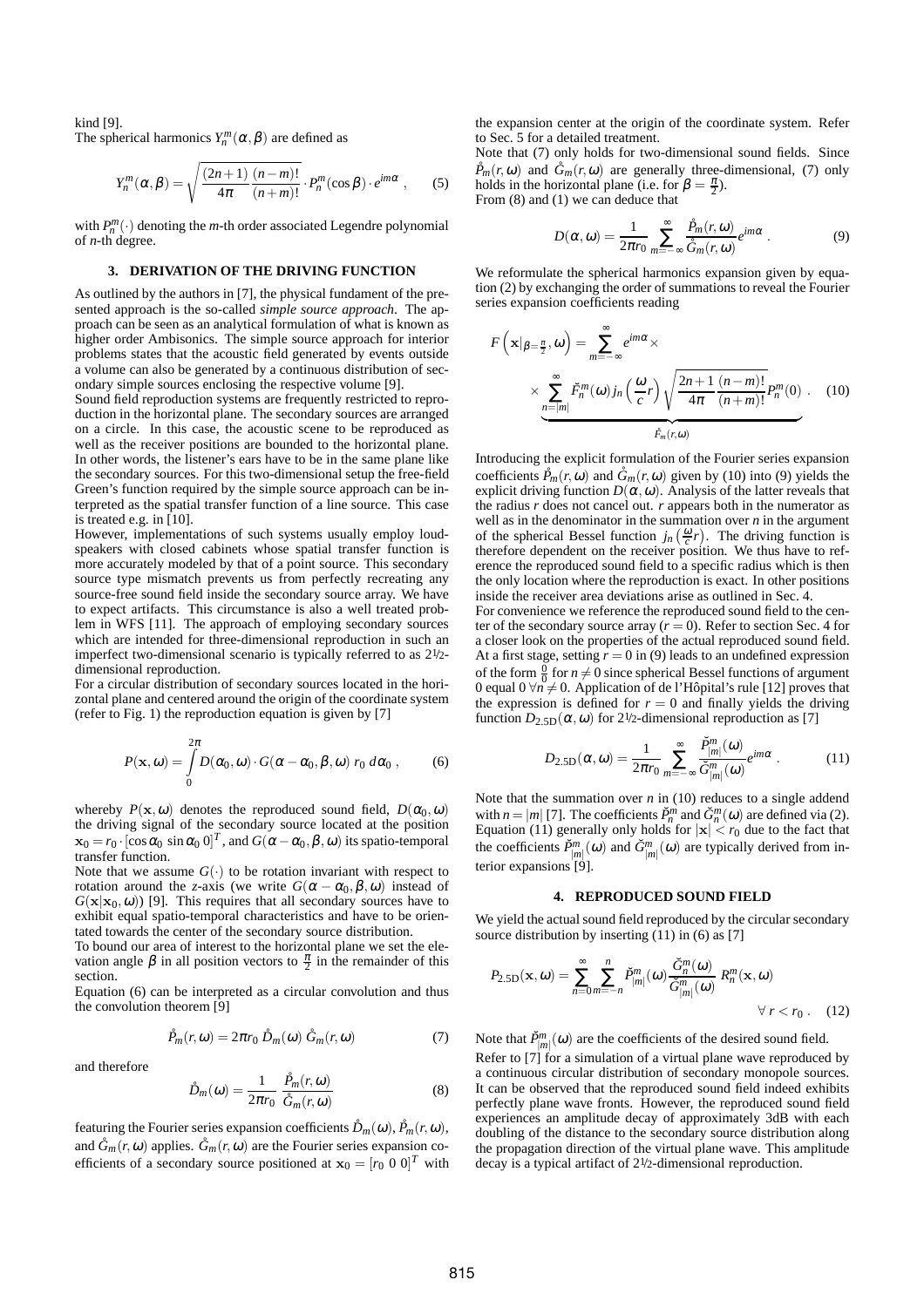kind [9].

The spherical harmonics $Y_n^m(\alpha,\beta)$ are defined as

$$Y_n^m(\alpha,\beta) = \sqrt{\frac{(2n+1)}{4\pi}\frac{(n-m)!}{(n+m)!}} \cdot P_n^m(\cos\beta)\cdot e^{im\alpha} \ , \qquad (5)$$

with $P_n^m(\cdot)$ denoting the $m$-th order associated Legendre polynomial of $n$-th degree.

## 3. DERIVATION OF THE DRIVING FUNCTION

As outlined by the authors in [7], the physical fundament of the presented approach is the so-called *simple source approach*. The approach can be seen as an analytical formulation of what is known as higher order Ambisonics. The simple source approach for interior problems states that the acoustic field generated by events outside a volume can also be generated by a continuous distribution of secondary simple sources enclosing the respective volume [9].

Sound field reproduction systems are frequently restricted to reproduction in the horizontal plane. The secondary sources are arranged on a circle. In this case, the acoustic scene to be reproduced as well as the receiver positions are bounded to the horizontal plane. In other words, the listener's ears have to be in the same plane like the secondary sources. For this two-dimensional setup the free-field Green's function required by the simple source approach can be interpreted as the spatial transfer function of a line source. This case is treated e.g. in [10].

However, implementations of such systems usually employ loudspeakers with closed cabinets whose spatial transfer function is more accurately modeled by that of a point source. This secondary source type mismatch prevents us from perfectly recreating any source-free sound field inside the secondary source array. We have to expect artifacts. This circumstance is also a well treated problem in WFS [11]. The approach of employing secondary sources which are intended for three-dimensional reproduction in such an imperfect two-dimensional scenario is typically referred to as 2½-dimensional reproduction.

For a circular distribution of secondary sources located in the horizontal plane and centered around the origin of the coordinate system (refer to Fig. 1) the reproduction equation is given by [7]

$$P(\mathbf{x},\omega) = \int_0^{2\pi} D(\alpha_0,\omega)\cdot G(\alpha-\alpha_0,\beta,\omega)\ r_0\ d\alpha_0 \ , \qquad (6)$$

whereby $P(\mathbf{x},\omega)$ denotes the reproduced sound field, $D(\alpha_0,\omega)$ the driving signal of the secondary source located at the position $\mathbf{x}_0 = r_0\cdot[\cos\alpha_0\ \sin\alpha_0\ 0]^T$, and $G(\alpha-\alpha_0,\beta,\omega)$ its spatio-temporal transfer function.

Note that we assume $G(\cdot)$ to be rotation invariant with respect to rotation around the $z$-axis (we write $G(\alpha-\alpha_0,\beta,\omega)$ instead of $G(\mathbf{x}|\mathbf{x}_0,\omega)$) [9]. This requires that all secondary sources have to exhibit equal spatio-temporal characteristics and have to be orientated towards the center of the secondary source distribution.

To bound our area of interest to the horizontal plane we set the elevation angle $\beta$ in all position vectors to $\frac{\pi}{2}$ in the remainder of this section.

Equation (6) can be interpreted as a circular convolution and thus the convolution theorem [9]

$$\mathring{P}_m(r,\omega) = 2\pi r_0\ \mathring{D}_m(\omega)\ \mathring{G}_m(r,\omega) \qquad (7)$$

and therefore

$$\mathring{D}_m(\omega) = \frac{1}{2\pi r_0}\ \frac{\mathring{P}_m(r,\omega)}{\mathring{G}_m(r,\omega)} \qquad (8)$$

featuring the Fourier series expansion coefficients $\mathring{D}_m(\omega)$, $\mathring{P}_m(r,\omega)$, and $\mathring{G}_m(r,\omega)$ applies. $\mathring{G}_m(r,\omega)$ are the Fourier series expansion coefficients of a secondary source positioned at $\mathbf{x}_0 = [r_0\ 0\ 0]^T$ with the expansion center at the origin of the coordinate system. Refer to Sec. 5 for a detailed treatment.

Note that (7) only holds for two-dimensional sound fields. Since $\mathring{P}_m(r,\omega)$ and $\mathring{G}_m(r,\omega)$ are generally three-dimensional, (7) only holds in the horizontal plane (i.e. for $\beta = \frac{\pi}{2}$).

From (8) and (1) we can deduce that

$$D(\alpha,\omega) = \frac{1}{2\pi r_0}\sum_{m=-\infty}^{\infty}\frac{\mathring{P}_m(r,\omega)}{\mathring{G}_m(r,\omega)}e^{im\alpha} \ . \qquad (9)$$

We reformulate the spherical harmonics expansion given by equation (2) by exchanging the order of summations to reveal the Fourier series expansion coefficients reading

$$F\left(\mathbf{x}|_{\beta=\frac{\pi}{2}},\omega\right) = \sum_{m=-\infty}^{\infty} e^{im\alpha}\times \underbrace{\times\sum_{n=|m|}^{\infty}\breve{F}_n^m(\omega)\, j_n\!\left(\frac{\omega}{c}r\right)\sqrt{\frac{2n+1}{4\pi}\frac{(n-m)!}{(n+m)!}}P_n^m(0)}_{\mathring{F}_m(r,\omega)} \ . \qquad (10)$$

Introducing the explicit formulation of the Fourier series expansion coefficients $\mathring{P}_m(r,\omega)$ and $\mathring{G}_m(r,\omega)$ given by (10) into (9) yields the explicit driving function $D(\alpha,\omega)$. Analysis of the latter reveals that the radius $r$ does not cancel out. $r$ appears both in the numerator as well as in the denominator in the summation over $n$ in the argument of the spherical Bessel function $j_n\left(\frac{\omega}{c}r\right)$. The driving function is therefore dependent on the receiver position. We thus have to reference the reproduced sound field to a specific radius which is then the only location where the reproduction is exact. In other positions inside the receiver area deviations arise as outlined in Sec. 4.

For convenience we reference the reproduced sound field to the center of the secondary source array ($r = 0$). Refer to section Sec. 4 for a closer look on the properties of the actual reproduced sound field. At a first stage, setting $r = 0$ in (9) leads to an undefined expression of the form $\frac{0}{0}$ for $n \neq 0$ since spherical Bessel functions of argument 0 equal 0 $\forall n \neq 0$. Application of de l'Hôpital's rule [12] proves that the expression is defined for $r = 0$ and finally yields the driving function $D_{2.5\text{D}}(\alpha,\omega)$ for 2½-dimensional reproduction as [7]

$$D_{2.5\text{D}}(\alpha,\omega) = \frac{1}{2\pi r_0}\sum_{m=-\infty}^{\infty}\frac{\breve{P}_{|m|}^m(\omega)}{\breve{G}_{|m|}^m(\omega)}e^{im\alpha} \ . \qquad (11)$$

Note that the summation over $n$ in (10) reduces to a single addend with $n = |m|$ [7]. The coefficients $\breve{P}_n^m$ and $\breve{G}_n^m(\omega)$ are defined via (2). Equation (11) generally only holds for $|\mathbf{x}| < r_0$ due to the fact that the coefficients $\breve{P}_{|m|}^m(\omega)$ and $\breve{G}_{|m|}^m(\omega)$ are typically derived from interior expansions [9].

## 4. REPRODUCED SOUND FIELD

We yield the actual sound field reproduced by the circular secondary source distribution by inserting (11) in (6) as [7]

$$P_{2.5\text{D}}(\mathbf{x},\omega) = \sum_{n=0}^{\infty}\sum_{m=-n}^{n}\breve{P}_{|m|}^m(\omega)\frac{\breve{G}_n^m(\omega)}{\breve{G}_{|m|}^m(\omega)}\ R_n^m(\mathbf{x},\omega) \qquad \forall\ r < r_0 \ . \qquad (12)$$

Note that $\breve{P}_{|m|}^m(\omega)$ are the coefficients of the desired sound field.

Refer to [7] for a simulation of a virtual plane wave reproduced by a continuous circular distribution of secondary monopole sources. It can be observed that the reproduced sound field indeed exhibits perfectly plane wave fronts. However, the reproduced sound field experiences an amplitude decay of approximately 3dB with each doubling of the distance to the secondary source distribution along the propagation direction of the virtual plane wave. This amplitude decay is a typical artifact of 2½-dimensional reproduction.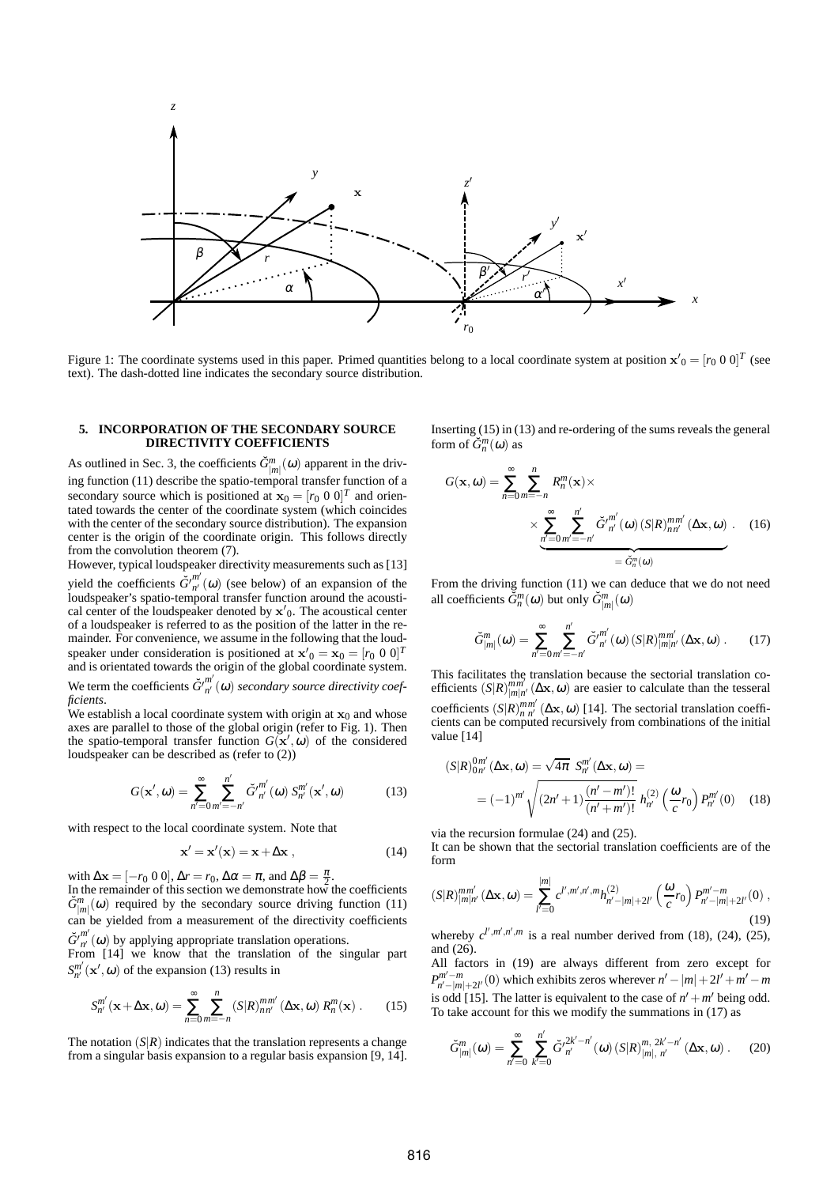Figure 1: The coordinate systems used in this paper. Primed quantities belong to a local coordinate system at position $\mathbf{x}'_0 = [r_0\ 0\ 0]^T$ (see text). The dash-dotted line indicates the secondary source distribution.

## 5. INCORPORATION OF THE SECONDARY SOURCE DIRECTIVITY COEFFICIENTS

As outlined in Sec. 3, the coefficients $\breve{G}^m_{|m|}(\omega)$ apparent in the driving function (11) describe the spatio-temporal transfer function of a secondary source which is positioned at $\mathbf{x}_0 = [r_0\ 0\ 0]^T$ and orientated towards the center of the coordinate system (which coincides with the center of the secondary source distribution). The expansion center is the origin of the coordinate origin. This follows directly from the convolution theorem (7).

However, typical loudspeaker directivity measurements such as [13] yield the coefficients $\breve{G}'^{m'}_{n'}(\omega)$ (see below) of an expansion of the loudspeaker's spatio-temporal transfer function around the acoustical center of the loudspeaker denoted by $\mathbf{x}'_0$. The acoustical center of a loudspeaker is referred to as the position of the latter in the remainder. For convenience, we assume in the following that the loudspeaker under consideration is positioned at $\mathbf{x}'_0 = \mathbf{x}_0 = [r_0\ 0\ 0]^T$ and is orientated towards the origin of the global coordinate system.

We term the coefficients $\breve{G}'^{m'}_{n'}(\omega)$ *secondary source directivity coefficients*.

We establish a local coordinate system with origin at $\mathbf{x}_0$ and whose axes are parallel to those of the global origin (refer to Fig. 1). Then the spatio-temporal transfer function $G(\mathbf{x}', \omega)$ of the considered loudspeaker can be described as (refer to (2))

$$G(\mathbf{x}', \omega) = \sum_{n'=0}^{\infty} \sum_{m'=-n'}^{n'} \breve{G}'^{m'}_{n'}(\omega)\, S^{m'}_{n'}(\mathbf{x}', \omega) \tag{13}$$

with respect to the local coordinate system. Note that

$$\mathbf{x}' = \mathbf{x}'(\mathbf{x}) = \mathbf{x} + \Delta\mathbf{x}\ , \tag{14}$$

with $\Delta\mathbf{x} = [-r_0\ 0\ 0]$, $\Delta r = r_0$, $\Delta\alpha = \pi$, and $\Delta\beta = \frac{\pi}{2}$.

In the remainder of this section we demonstrate how the coefficients $\breve{G}^m_{|m|}(\omega)$ required by the secondary source driving function (11) can be yielded from a measurement of the directivity coefficients $\breve{G}'^{m'}_{n'}(\omega)$ by applying appropriate translation operations.

From [14] we know that the translation of the singular part $S^{m'}_{n'}(\mathbf{x}', \omega)$ of the expansion (13) results in

$$S^{m'}_{n'}(\mathbf{x} + \Delta\mathbf{x}, \omega) = \sum_{n=0}^{\infty} \sum_{m=-n}^{n} (S|R)^{m m'}_{n n'}(\Delta\mathbf{x}, \omega)\, R^m_n(\mathbf{x})\ . \tag{15}$$

The notation $(S|R)$ indicates that the translation represents a change from a singular basis expansion to a regular basis expansion [9, 14].

Inserting (15) in (13) and re-ordering of the sums reveals the general form of $\breve{G}^m_n(\omega)$ as

$$G(\mathbf{x}, \omega) = \sum_{n=0}^{\infty} \sum_{m=-n}^{n} R^m_n(\mathbf{x}) \times \\ \times \underbrace{\sum_{n'=0}^{\infty} \sum_{m'=-n'}^{n'} \breve{G}'^{m'}_{n'}(\omega)\, (S|R)^{m m'}_{n n'}(\Delta\mathbf{x}, \omega)}_{= \breve{G}^m_n(\omega)}\ . \tag{16}$$

From the driving function (11) we can deduce that we do not need all coefficients $\breve{G}^m_n(\omega)$ but only $\breve{G}^m_{|m|}(\omega)$

$$\breve{G}^m_{|m|}(\omega) = \sum_{n'=0}^{\infty} \sum_{m'=-n'}^{n'} \breve{G}'^{m'}_{n'}(\omega)\, (S|R)^{m m'}_{|m| n'}(\Delta\mathbf{x}, \omega)\ . \tag{17}$$

This facilitates the translation because the sectorial translation coefficients $(S|R)^{m m'}_{|m| n'}(\Delta\mathbf{x}, \omega)$ are easier to calculate than the tesseral coefficients $(S|R)^{m m'}_{n\, n'}(\Delta\mathbf{x}, \omega)$ [14]. The sectorial translation coefficients can be computed recursively from combinations of the initial value [14]

$$(S|R)^{0 m'}_{0 n'}(\Delta\mathbf{x}, \omega) = \sqrt{4\pi}\ S^{m'}_{n'}(\Delta\mathbf{x}, \omega) = \\ = (-1)^{m'} \sqrt{(2n'+1)\frac{(n'-m')!}{(n'+m')!}}\ h^{(2)}_{n'}\left(\frac{\omega}{c} r_0\right) P^{m'}_{n'}(0) \tag{18}$$

via the recursion formulae (24) and (25).

It can be shown that the sectorial translation coefficients are of the form

$$(S|R)^{m m'}_{|m| n'}(\Delta\mathbf{x}, \omega) = \sum_{l'=0}^{|m|} c^{l', m', n', m} h^{(2)}_{n'-|m|+2l'}\left(\frac{\omega}{c} r_0\right) P^{m'-m}_{n'-|m|+2l'}(0)\ , \tag{19}$$

whereby $c^{l', m', n', m}$ is a real number derived from (18), (24), (25), and (26).

All factors in (19) are always different from zero except for $P^{m'-m}_{n'-|m|+2l'}(0)$ which exhibits zeros wherever $n' - |m| + 2l' + m' - m$ is odd [15]. The latter is equivalent to the case of $n' + m'$ being odd. To take account for this we modify the summations in (17) as

$$\breve{G}^m_{|m|}(\omega) = \sum_{n'=0}^{\infty} \sum_{k'=0}^{n'} \breve{G}'^{2k'-n'}_{n'}(\omega)\, (S|R)^{m,\ 2k'-n'}_{|m|,\ n'}(\Delta\mathbf{x}, \omega)\ . \tag{20}$$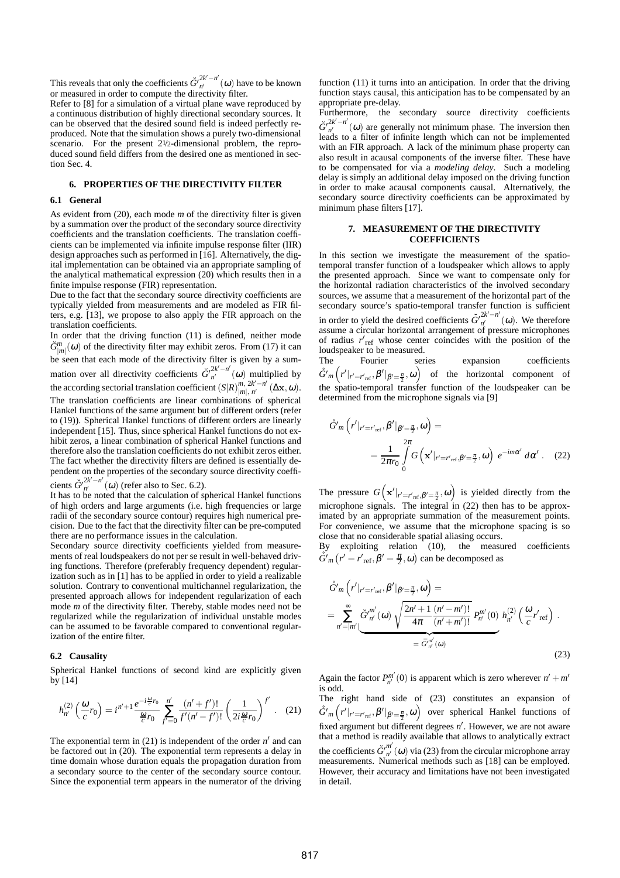This reveals that only the coefficients $\breve{G}'^{2k'-n'}_{n'}(\omega)$ have to be known or measured in order to compute the directivity filter.

Refer to [8] for a simulation of a virtual plane wave reproduced by a continuous distribution of highly directional secondary sources. It can be observed that the desired sound field is indeed perfectly reproduced. Note that the simulation shows a purely two-dimensional scenario. For the present 2½-dimensional problem, the reproduced sound field differs from the desired one as mentioned in section Sec. 4.

## 6. PROPERTIES OF THE DIRECTIVITY FILTER

### 6.1 General

As evident from (20), each mode $m$ of the directivity filter is given by a summation over the product of the secondary source directivity coefficients and the translation coefficients. The translation coefficients can be implemented via infinite impulse response filter (IIR) design approaches such as performed in [16]. Alternatively, the digital implementation can be obtained via an appropriate sampling of the analytical mathematical expression (20) which results then in a finite impulse response (FIR) representation.

Due to the fact that the secondary source directivity coefficients are typically yielded from measurements and are modeled as FIR filters, e.g. [13], we propose to also apply the FIR approach on the translation coefficients.

In order that the driving function (11) is defined, neither mode $\breve{G}^{m}_{|m|}(\omega)$ of the directivity filter may exhibit zeros. From (17) it can be seen that each mode of the directivity filter is given by a summation over all directivity coefficients $\breve{G}'^{2k'-n'}_{n'}(\omega)$ multiplied by the according sectorial translation coefficient $(S|R)^{m,\,2k'-n'}_{|m|,\,n'}(\Delta\mathbf{x},\omega)$. The translation coefficients are linear combinations of spherical Hankel functions of the same argument but of different orders (refer to (19)). Spherical Hankel functions of different orders are linearly independent [15]. Thus, since spherical Hankel functions do not exhibit zeros, a linear combination of spherical Hankel functions and therefore also the translation coefficients do not exhibit zeros either. The fact whether the directivity filters are defined is essentially dependent on the properties of the secondary source directivity coefficients $\breve{G}'^{2k'-n'}_{n'}(\omega)$ (refer also to Sec. 6.2).

It has to be noted that the calculation of spherical Hankel functions of high orders and large arguments (i.e. high frequencies or large radii of the secondary source contour) requires high numerical precision. Due to the fact that the directivity filter can be pre-computed there are no performance issues in the calculation.

Secondary source directivity coefficients yielded from measurements of real loudspeakers do not per se result in well-behaved driving functions. Therefore (preferably frequency dependent) regularization such as in [1] has to be applied in order to yield a realizable solution. Contrary to conventional multichannel regularization, the presented approach allows for independent regularization of each mode $m$ of the directivity filter. Thereby, stable modes need not be regularized while the regularization of individual unstable modes can be assumed to be favorable compared to conventional regularization of the entire filter.

### 6.2 Causality

Spherical Hankel functions of second kind are explicitly given by [14]

$$h^{(2)}_{n'}\left(\frac{\omega}{c}r_0\right) = i^{n'+1}\frac{e^{-i\frac{\omega}{c}r_0}}{\frac{\omega}{c}r_0}\sum_{f'=0}^{n'}\frac{(n'+f')!}{f'!(n'-f')!}\left(\frac{1}{2i\frac{\omega}{c}r_0}\right)^{f'} . \quad (21)$$

The exponential term in (21) is independent of the order $n'$ and can be factored out in (20). The exponential term represents a delay in time domain whose duration equals the propagation duration from a secondary source to the center of the secondary source contour. Since the exponential term appears in the numerator of the driving function (11) it turns into an anticipation. In order that the driving function stays causal, this anticipation has to be compensated by an appropriate pre-delay.

Furthermore, the secondary source directivity coefficients $\breve{G}'^{2k'-n'}_{n'}(\omega)$ are generally not minimum phase. The inversion then leads to a filter of infinite length which can not be implemented with an FIR approach. A lack of the minimum phase property can also result in acausal components of the inverse filter. These have to be compensated for via a *modeling delay*. Such a modeling delay is simply an additional delay imposed on the driving function in order to make acausal components causal. Alternatively, the secondary source directivity coefficients can be approximated by minimum phase filters [17].

## 7. MEASUREMENT OF THE DIRECTIVITY COEFFICIENTS

In this section we investigate the measurement of the spatio-temporal transfer function of a loudspeaker which allows to apply the presented approach. Since we want to compensate only for the horizontal radiation characteristics of the involved secondary sources, we assume that a measurement of the horizontal part of the secondary source's spatio-temporal transfer function is sufficient in order to yield the desired coefficients $\breve{G}'^{2k'-n'}_{n'}(\omega)$. We therefore assume a circular horizontal arrangement of pressure microphones of radius $r'_{\text{ref}}$ whose center coincides with the position of the loudspeaker to be measured.

The Fourier series expansion coefficients $\mathring{G}'_m\left(r'|_{r'=r'_{\text{ref}}},\beta'|_{\beta'=\frac{\pi}{2}},\omega\right)$ of the horizontal component of the spatio-temporal transfer function of the loudspeaker can be determined from the microphone signals via [9]

$$\mathring{G}'_m\left(r'|_{r'=r'_{\text{ref}}},\beta'|_{\beta'=\frac{\pi}{2}},\omega\right) = \\ = \frac{1}{2\pi r_0}\int_0^{2\pi} G\left(\mathbf{x}'|_{r'=r'_{\text{ref}},\beta'=\frac{\pi}{2}},\omega\right)\, e^{-im\alpha'}\, d\alpha' . \quad (22)$$

The pressure $G\left(\mathbf{x}'|_{r'=r'_{\text{ref}},\beta'=\frac{\pi}{2}},\omega\right)$ is yielded directly from the microphone signals. The integral in (22) then has to be approximated by an appropriate summation of the measurement points. For convenience, we assume that the microphone spacing is so close that no considerable spatial aliasing occurs.

By exploiting relation (10), the measured coefficients $\mathring{G}'_m\left(r'=r'_{\text{ref}},\beta'=\frac{\pi}{2},\omega\right)$ can be decomposed as

$$\mathring{G}'_m\left(r'|_{r'=r'_{\text{ref}}},\beta'|_{\beta'=\frac{\pi}{2}},\omega\right) = \\ = \sum_{n'=|m'|}^{\infty}\underbrace{\breve{G}'^{m'}_{n'}(\omega)\sqrt{\frac{2n'+1}{4\pi}\frac{(n'-m')!}{(n'+m')!}}\,P^{m'}_{n'}(0)}_{=\,\bar{G}'^{m'}_{n'}(\omega)}\, h^{(2)}_{n'}\left(\frac{\omega}{c}r'_{\text{ref}}\right) . \quad (23)$$

Again the factor $P^{m'}_{n'}(0)$ is apparent which is zero wherever $n'+m'$ is odd.

The right hand side of (23) constitutes an expansion of $\mathring{G}'_m\left(r'|_{r'=r'_{\text{ref}}},\beta'|_{\beta'=\frac{\pi}{2}},\omega\right)$ over spherical Hankel functions of fixed argument but different degrees $n'$. However, we are not aware that a method is readily available that allows to analytically extract the coefficients $\breve{G}'^{m'}_{n'}(\omega)$ via (23) from the circular microphone array measurements. Numerical methods such as [18] can be employed. However, their accuracy and limitations have not been investigated in detail.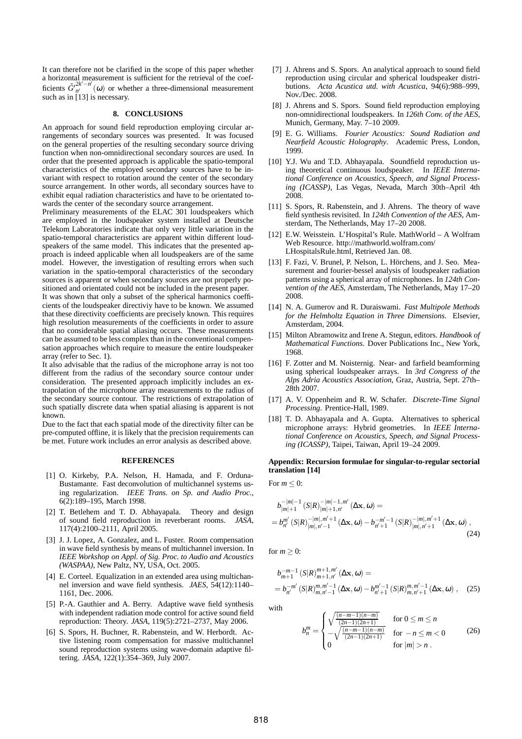It can therefore not be clarified in the scope of this paper whether a horizontal measurement is sufficient for the retrieval of the coefficients $\breve{G}'^{2k'-n'}_{n'}(\omega)$ or whether a three-dimensional measurement such as in [13] is necessary.

## 8. CONCLUSIONS

An approach for sound field reproduction employing circular arrangements of secondary sources was presented. It was focused on the general properties of the resulting secondary source driving function when non-omnidirectional secondary sources are used. In order that the presented approach is applicable the spatio-temporal characteristics of the employed secondary sources have to be invariant with respect to rotation around the center of the secondary source arrangement. In other words, all secondary sources have to exhibit equal radiation characteristics and have to be orientated towards the center of the secondary source arrangement.

Preliminary measurements of the ELAC 301 loudspeakers which are employed in the loudspeaker system installed at Deutsche Telekom Laboratories indicate that only very little variation in the spatio-temporal characteristics are apparent within different loudspeakers of the same model. This indicates that the presented approach is indeed applicable when all loudspeakers are of the same model. However, the investigation of resulting errors when such variation in the spatio-temporal characteristics of the secondary sources is apparent or when secondary sources are not properly positioned and orientated could not be included in the present paper.

It was shown that only a subset of the spherical harmonics coefficients of the loudspeaker directiviy have to be known. We assumed that these directivity coefficients are precisely known. This requires high resolution measurements of the coefficients in order to assure that no considerable spatial aliasing occurs. These measurements can be assumed to be less complex than in the conventional compensation approaches which require to measure the entire loudspeaker array (refer to Sec. 1).

It also advisable that the radius of the microphone array is not too different from the radius of the secondary source contour under consideration. The presented approach implicitly includes an extrapolation of the microphone array measurements to the radius of the secondary source contour. The restrictions of extrapolation of such spatially discrete data when spatial aliasing is apparent is not known.

Due to the fact that each spatial mode of the directivity filter can be pre-computed offline, it is likely that the precision requirements can be met. Future work includes an error analysis as described above.

## REFERENCES

[1] O. Kirkeby, P.A. Nelson, H. Hamada, and F. Orduna-Bustamante. Fast deconvolution of multichannel systems using regularization. *IEEE Trans. on Sp. and Audio Proc.*, 6(2):189–195, March 1998.

[2] T. Betlehem and T. D. Abhayapala. Theory and design of sound field reproduction in reverberant rooms. *JASA*, 117(4):2100–2111, April 2005.

[3] J. J. Lopez, A. Gonzalez, and L. Fuster. Room compensation in wave field synthesis by means of multichannel inversion. In *IEEE Workshop on Appl. of Sig. Proc. to Audio and Acoustics (WASPAA)*, New Paltz, NY, USA, Oct. 2005.

[4] E. Corteel. Equalization in an extended area using multichannel inversion and wave field synthesis. *JAES*, 54(12):1140–1161, Dec. 2006.

[5] P.-A. Gauthier and A. Berry. Adaptive wave field synthesis with independent radiation mode control for active sound field reproduction: Theory. *JASA*, 119(5):2721–2737, May 2006.

[6] S. Spors, H. Buchner, R. Rabenstein, and W. Herbordt. Active listening room compensation for massive multichannel sound reproduction systems using wave-domain adaptive filtering. *JASA*, 122(1):354–369, July 2007.

[7] J. Ahrens and S. Spors. An analytical approach to sound field reproduction using circular and spherical loudspeaker distributions. *Acta Acustica utd. with Acustica*, 94(6):988–999, Nov./Dec. 2008.

[8] J. Ahrens and S. Spors. Sound field reproduction employing non-omnidirectional loudspeakers. In *126th Conv. of the AES*, Munich, Germany, May. 7–10 2009.

[9] E. G. Williams. *Fourier Acoustics: Sound Radiation and Nearfield Acoustic Holography*. Academic Press, London, 1999.

[10] Y.J. Wu and T.D. Abhayapala. Soundfield reproduction using theoretical continuous loudspeaker. In *IEEE International Conference on Acoustics, Speech, and Signal Processing (ICASSP)*, Las Vegas, Nevada, March 30th–April 4th 2008.

[11] S. Spors, R. Rabenstein, and J. Ahrens. The theory of wave field synthesis revisited. In *124th Convention of the AES*, Amsterdam, The Netherlands, May 17–20 2008.

[12] E.W. Weisstein. L'Hospital's Rule. MathWorld – A Wolfram Web Resource. http://mathworld.wolfram.com/LHospitalsRule.html, Retrieved Jan. 08.

[13] F. Fazi, V. Brunel, P. Nelson, L. Hörchens, and J. Seo. Measurement and fourier-bessel analysis of loudspeaker radiation patterns using a spherical array of microphones. In *124th Convention of the AES*, Amsterdam, The Netherlands, May 17–20 2008.

[14] N. A. Gumerov and R. Duraiswami. *Fast Multipole Methods for the Helmholtz Equation in Three Dimensions*. Elsevier, Amsterdam, 2004.

[15] Milton Abramowitz and Irene A. Stegun, editors. *Handbook of Mathematical Functions*. Dover Publications Inc., New York, 1968.

[16] F. Zotter and M. Noisternig. Near- and farfield beamforming using spherical loudspeaker arrays. In *3rd Congress of the Alps Adria Acoustics Association*, Graz, Austria, Sept. 27th–28th 2007.

[17] A. V. Oppenheim and R. W. Schafer. *Discrete-Time Signal Processing*. Prentice-Hall, 1989.

[18] T. D. Abhayapala and A. Gupta. Alternatives to spherical microphone arrays: Hybrid geometries. In *IEEE International Conference on Acoustics, Speech, and Signal Processing (ICASSP)*, Taipei, Taiwan, April 19–24 2009.

**Appendix: Recursion formulae for singular-to-regular sectorial translation [14]**

For $m \leq 0$:

$$
\begin{aligned}
& b_{|m|+1}^{-|m|-1} \, (S|R)_{|m|+1,n'}^{-|m|-1,m'} \, (\Delta\mathbf{x}, \omega) = \\
&= b_{n'}^{m'} \, (S|R)_{|m|,n'-1}^{-|m|,m'+1} \, (\Delta\mathbf{x}, \omega) - b_{n'+1}^{-m'-1} \, (S|R)_{|m|,n'+1}^{-|m|,m'+1} \, (\Delta\mathbf{x}, \omega) \, ,
\end{aligned} \tag{24}
$$

for $m \geq 0$:

$$
\begin{aligned}
& b_{m+1}^{-m-1} \, (S|R)_{m+1,n'}^{m+1,m'} \, (\Delta\mathbf{x}, \omega) = \\
&= b_{n'}^{-m'} \, (S|R)_{m,n'-1}^{m,m'-1} \, (\Delta\mathbf{x}, \omega) - b_{n'+1}^{m'-1} \, (S|R)_{m,n'+1}^{m,m'-1} \, (\Delta\mathbf{x}, \omega) \, ,
\end{aligned} \tag{25}
$$

with

$$
b_n^m = \begin{cases} \sqrt{\frac{(n-m-1)(n-m)}{(2n-1)(2n+1)}} & \text{for } 0 \leq m \leq n \\ -\sqrt{\frac{(n-m-1)(n-m)}{(2n-1)(2n+1)}} & \text{for } -n \leq m < 0 \\ 0 & \text{for } |m| > n \, . \end{cases} \tag{26}
$$